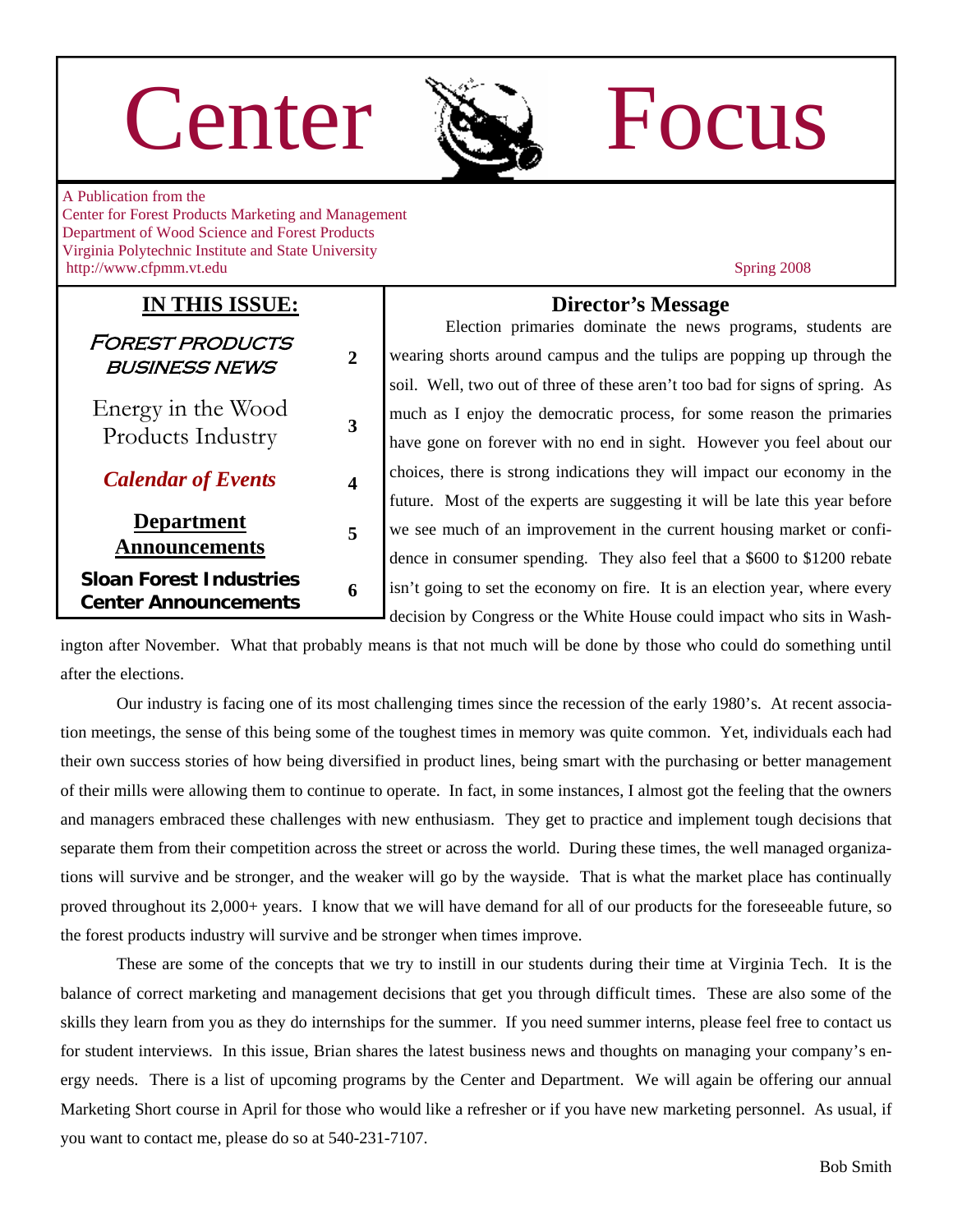# Center Focus

A Publication from the
Center for Forest Products Marketing and Management
Department of Wood Science and Forest Products
Virginia Polytechnic Institute and State University
http://www.cfpmm.vt.edu

Spring 2008

## IN THIS ISSUE:

| | |
|---|---|
| Forest Products Business News | 2 |
| Energy in the Wood Products Industry | 3 |
| *Calendar of Events* | 4 |
| Department Announcements | 5 |
| Sloan Forest Industries Center Announcements | 6 |

## Director's Message

Election primaries dominate the news programs, students are wearing shorts around campus and the tulips are popping up through the soil. Well, two out of three of these aren't too bad for signs of spring. As much as I enjoy the democratic process, for some reason the primaries have gone on forever with no end in sight. However you feel about our choices, there is strong indications they will impact our economy in the future. Most of the experts are suggesting it will be late this year before we see much of an improvement in the current housing market or confidence in consumer spending. They also feel that a $600 to $1200 rebate isn't going to set the economy on fire. It is an election year, where every decision by Congress or the White House could impact who sits in Washington after November. What that probably means is that not much will be done by those who could do something until after the elections.

Our industry is facing one of its most challenging times since the recession of the early 1980's. At recent association meetings, the sense of this being some of the toughest times in memory was quite common. Yet, individuals each had their own success stories of how being diversified in product lines, being smart with the purchasing or better management of their mills were allowing them to continue to operate. In fact, in some instances, I almost got the feeling that the owners and managers embraced these challenges with new enthusiasm. They get to practice and implement tough decisions that separate them from their competition across the street or across the world. During these times, the well managed organizations will survive and be stronger, and the weaker will go by the wayside. That is what the market place has continually proved throughout its 2,000+ years. I know that we will have demand for all of our products for the foreseeable future, so the forest products industry will survive and be stronger when times improve.

These are some of the concepts that we try to instill in our students during their time at Virginia Tech. It is the balance of correct marketing and management decisions that get you through difficult times. These are also some of the skills they learn from you as they do internships for the summer. If you need summer interns, please feel free to contact us for student interviews. In this issue, Brian shares the latest business news and thoughts on managing your company's energy needs. There is a list of upcoming programs by the Center and Department. We will again be offering our annual Marketing Short course in April for those who would like a refresher or if you have new marketing personnel. As usual, if you want to contact me, please do so at 540-231-7107.

Bob Smith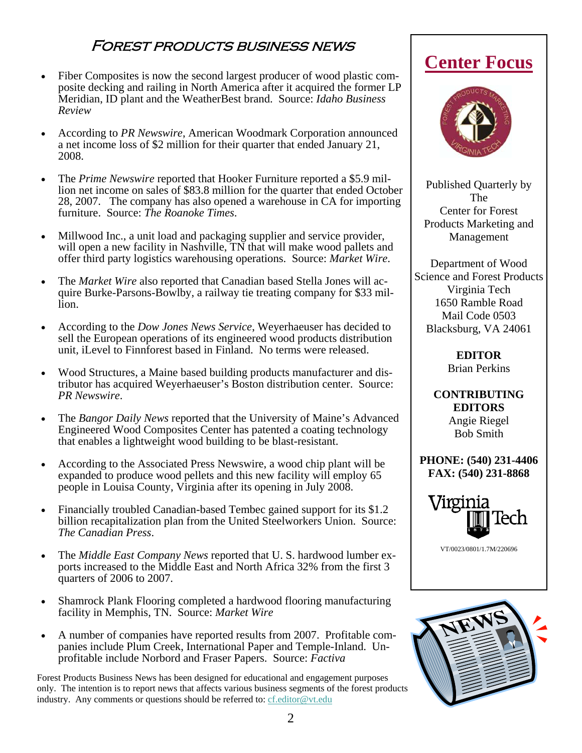# Forest Products Business News

- Fiber Composites is now the second largest producer of wood plastic composite decking and railing in North America after it acquired the former LP Meridian, ID plant and the WeatherBest brand. Source: *Idaho Business Review*

- According to *PR Newswire*, American Woodmark Corporation announced a net income loss of $2 million for their quarter that ended January 21, 2008.

- The *Prime Newswire* reported that Hooker Furniture reported a $5.9 million net income on sales of $83.8 million for the quarter that ended October 28, 2007. The company has also opened a warehouse in CA for importing furniture. Source: *The Roanoke Times*.

- Millwood Inc., a unit load and packaging supplier and service provider, will open a new facility in Nashville, TN that will make wood pallets and offer third party logistics warehousing operations. Source: *Market Wire*.

- The *Market Wire* also reported that Canadian based Stella Jones will acquire Burke-Parsons-Bowlby, a railway tie treating company for $33 million.

- According to the *Dow Jones News Service*, Weyerhaeuser has decided to sell the European operations of its engineered wood products distribution unit, iLevel to Finnforest based in Finland. No terms were released.

- Wood Structures, a Maine based building products manufacturer and distributor has acquired Weyerhaeuser's Boston distribution center. Source: *PR Newswire*.

- The *Bangor Daily News* reported that the University of Maine's Advanced Engineered Wood Composites Center has patented a coating technology that enables a lightweight wood building to be blast-resistant.

- According to the Associated Press Newswire, a wood chip plant will be expanded to produce wood pellets and this new facility will employ 65 people in Louisa County, Virginia after its opening in July 2008.

- Financially troubled Canadian-based Tembec gained support for its $1.2 billion recapitalization plan from the United Steelworkers Union. Source: *The Canadian Press*.

- The *Middle East Company News* reported that U. S. hardwood lumber exports increased to the Middle East and North Africa 32% from the first 3 quarters of 2006 to 2007.

- Shamrock Plank Flooring completed a hardwood flooring manufacturing facility in Memphis, TN. Source: *Market Wire*

- A number of companies have reported results from 2007. Profitable companies include Plum Creek, International Paper and Temple-Inland. Unprofitable include Norbord and Fraser Papers. Source: *Factiva*

Forest Products Business News has been designed for educational and engagement purposes only. The intention is to report news that affects various business segments of the forest products industry. Any comments or questions should be referred to: cf.editor@vt.edu

## Center Focus

Published Quarterly by The Center for Forest Products Marketing and Management

Department of Wood Science and Forest Products
Virginia Tech
1650 Ramble Road
Mail Code 0503
Blacksburg, VA 24061

**EDITOR**
Brian Perkins

**CONTRIBUTING EDITORS**
Angie Riegel
Bob Smith

**PHONE: (540) 231-4406**
**FAX: (540) 231-8868**

VT/0023/0801/1.7M/220696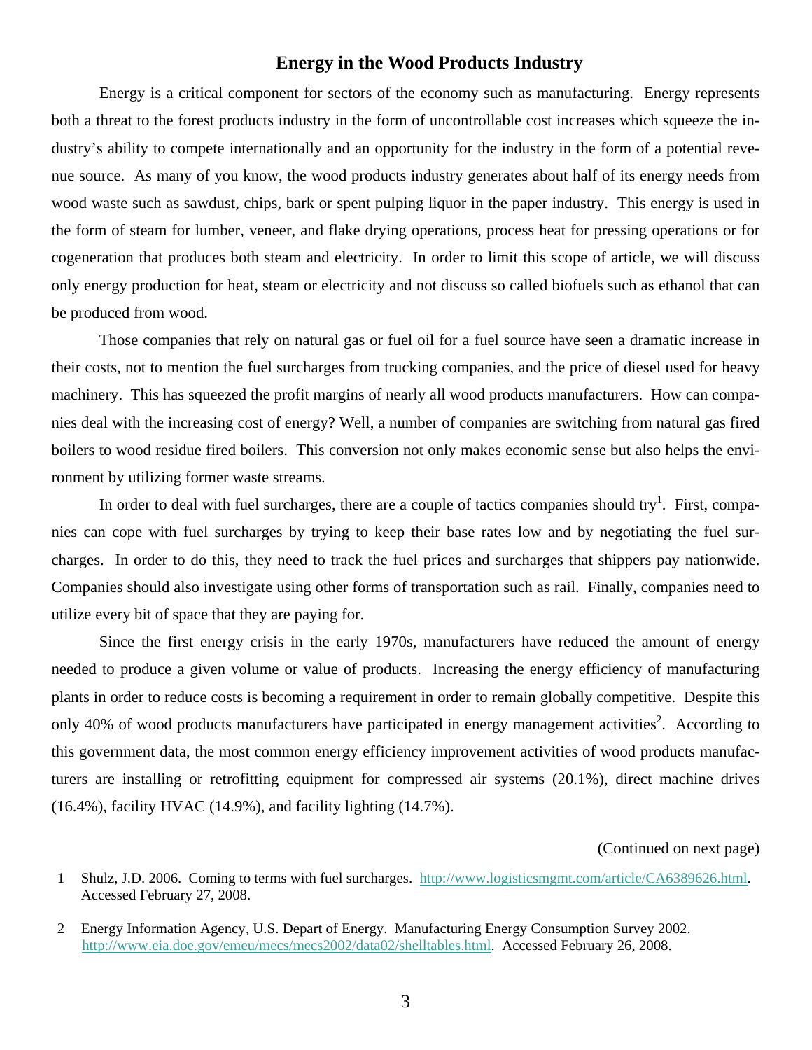# Energy in the Wood Products Industry

Energy is a critical component for sectors of the economy such as manufacturing. Energy represents both a threat to the forest products industry in the form of uncontrollable cost increases which squeeze the industry's ability to compete internationally and an opportunity for the industry in the form of a potential revenue source. As many of you know, the wood products industry generates about half of its energy needs from wood waste such as sawdust, chips, bark or spent pulping liquor in the paper industry. This energy is used in the form of steam for lumber, veneer, and flake drying operations, process heat for pressing operations or for cogeneration that produces both steam and electricity. In order to limit this scope of article, we will discuss only energy production for heat, steam or electricity and not discuss so called biofuels such as ethanol that can be produced from wood.

Those companies that rely on natural gas or fuel oil for a fuel source have seen a dramatic increase in their costs, not to mention the fuel surcharges from trucking companies, and the price of diesel used for heavy machinery. This has squeezed the profit margins of nearly all wood products manufacturers. How can companies deal with the increasing cost of energy? Well, a number of companies are switching from natural gas fired boilers to wood residue fired boilers. This conversion not only makes economic sense but also helps the environment by utilizing former waste streams.

In order to deal with fuel surcharges, there are a couple of tactics companies should try[1]. First, companies can cope with fuel surcharges by trying to keep their base rates low and by negotiating the fuel surcharges. In order to do this, they need to track the fuel prices and surcharges that shippers pay nationwide. Companies should also investigate using other forms of transportation such rail. Finally, companies need to utilize every bit of space that they are paying for.

Since the first energy crisis in the early 1970s, manufacturers have reduced the amount of energy needed to produce a given volume or value of products. Increasing the energy efficiency of manufacturing plants in order to reduce costs is becoming a requirement in order to remain globally competitive. Despite this only 40% of wood products manufacturers have participated in energy management activities[2]. According to this government data, the most common energy efficiency improvement activities of wood products manufacturers are installing or retrofitting equipment for compressed air systems (20.1%), direct machine drives (16.4%), facility HVAC (14.9%), and facility lighting (14.7%).

(Continued on next page)

1 Shulz, J.D. 2006. Coming to terms with fuel surcharges. http://www.logisticsmgmt.com/article/CA6389626.html. Accessed February 27, 2008.

2 Energy Information Agency, U.S. Depart of Energy. Manufacturing Energy Consumption Survey 2002. http://www.eia.doe.gov/emeu/mecs/mecs2002/data02/shelltables.html. Accessed February 26, 2008.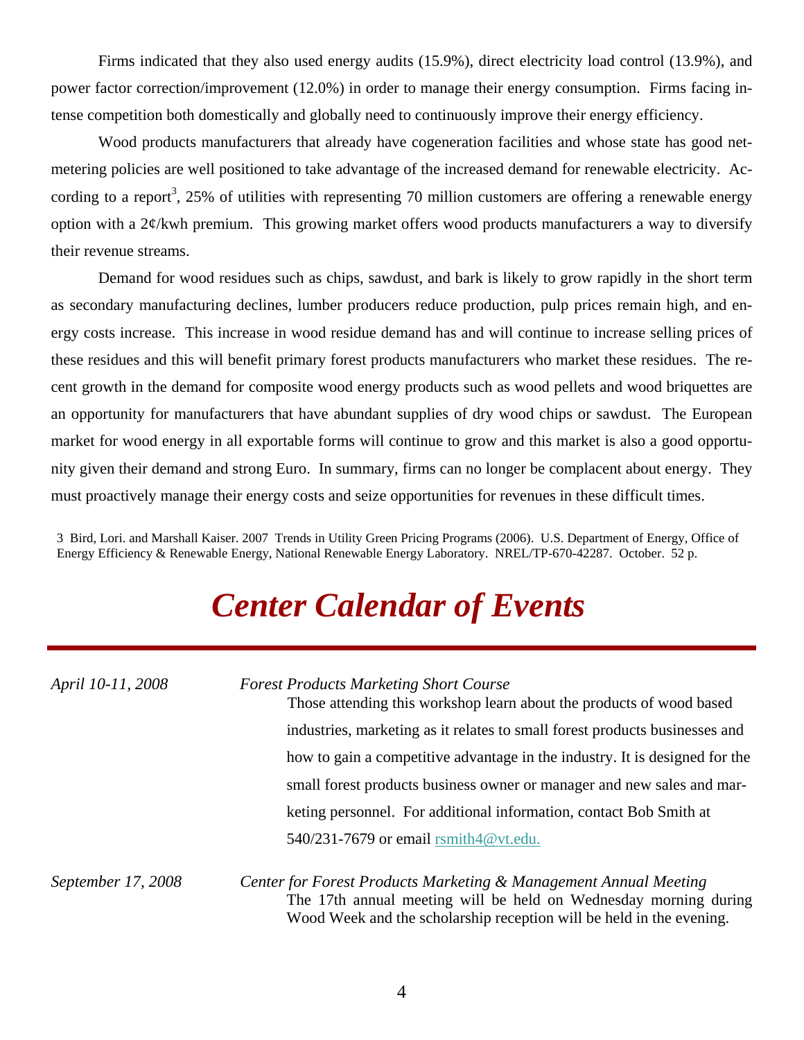Firms indicated that they also used energy audits (15.9%), direct electricity load control (13.9%), and power factor correction/improvement (12.0%) in order to manage their energy consumption. Firms facing intense competition both domestically and globally need to continuously improve their energy efficiency.

Wood products manufacturers that already have cogeneration facilities and whose state has good net-metering policies are well positioned to take advantage of the increased demand for renewable electricity. According to a report[3], 25% of utilities with representing 70 million customers are offering a renewable energy option with a 2¢/kwh premium. This growing market offers wood products manufacturers a way to diversify their revenue streams.

Demand for wood residues such as chips, sawdust, and bark is likely to grow rapidly in the short term as secondary manufacturing declines, lumber producers reduce production, pulp prices remain high, and energy costs increase. This increase in wood residue demand has and will continue to increase selling prices of these residues and this will benefit primary forest products manufacturers who market these residues. The recent growth in the demand for composite wood energy products such as wood pellets and wood briquettes are an opportunity for manufacturers that have abundant supplies of dry wood chips or sawdust. The European market for wood energy in all exportable forms will continue to grow and this market is also a good opportunity given their demand and strong Euro. In summary, firms can no longer be complacent about energy. They must proactively manage their energy costs and seize opportunities for revenues in these difficult times.

3 Bird, Lori. and Marshall Kaiser. 2007 Trends in Utility Green Pricing Programs (2006). U.S. Department of Energy, Office of Energy Efficiency & Renewable Energy, National Renewable Energy Laboratory. NREL/TP-670-42287. October. 52 p.

# *Center Calendar of Events*

*April 10-11, 2008* — *Forest Products Marketing Short Course*

Those attending this workshop learn about the products of wood based industries, marketing as it relates to small forest products businesses and how to gain a competitive advantage in the industry. It is designed for the small forest products business owner or manager and new sales and marketing personnel. For additional information, contact Bob Smith at 540/231-7679 or email rsmith4@vt.edu.

*September 17, 2008* — *Center for Forest Products Marketing & Management Annual Meeting*

The 17th annual meeting will be held on Wednesday morning during Wood Week and the scholarship reception will be held in the evening.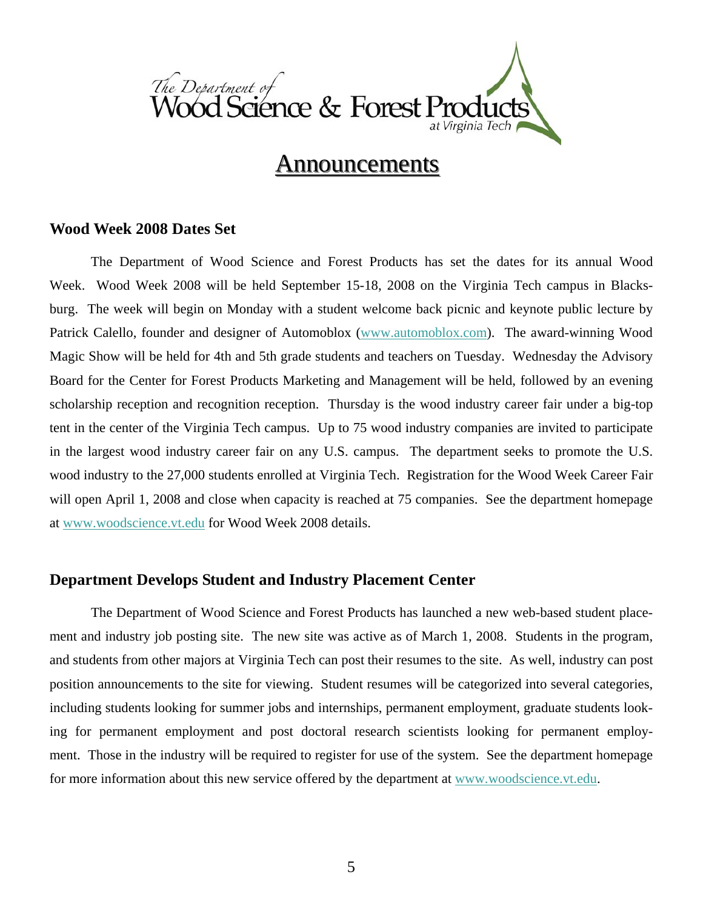# Announcements

## Wood Week 2008 Dates Set

The Department of Wood Science and Forest Products has set the dates for its annual Wood Week. Wood Week 2008 will be held September 15-18, 2008 on the Virginia Tech campus in Blacksburg. The week will begin on Monday with a student welcome back picnic and keynote public lecture by Patrick Calello, founder and designer of Automoblox (www.automoblox.com). The award-winning Wood Magic Show will be held for 4th and 5th grade students and teachers on Tuesday. Wednesday the Advisory Board for the Center for Forest Products Marketing and Management will be held, followed by an evening scholarship reception and recognition reception. Thursday is the wood industry career fair under a big-top tent in the center of the Virginia Tech campus. Up to 75 wood industry companies are invited to participate in the largest wood industry career fair on any U.S. campus. The department seeks to promote the U.S. wood industry to the 27,000 students enrolled at Virginia Tech. Registration for the Wood Week Career Fair will open April 1, 2008 and close when capacity is reached at 75 companies. See the department homepage at www.woodscience.vt.edu for Wood Week 2008 details.

## Department Develops Student and Industry Placement Center

The Department of Wood Science and Forest Products has launched a new web-based student placement and industry job posting site. The new site was active as of March 1, 2008. Students in the program, and students from other majors at Virginia Tech can post their resumes to the site. As well, industry can post position announcements to the site for viewing. Student resumes will be categorized into several categories, including students looking for summer jobs and internships, permanent employment, graduate students looking for permanent employment and post doctoral research scientists looking for permanent employment. Those in the industry will be required to register for use of the system. See the department homepage for more information about this new service offered by the department at www.woodscience.vt.edu.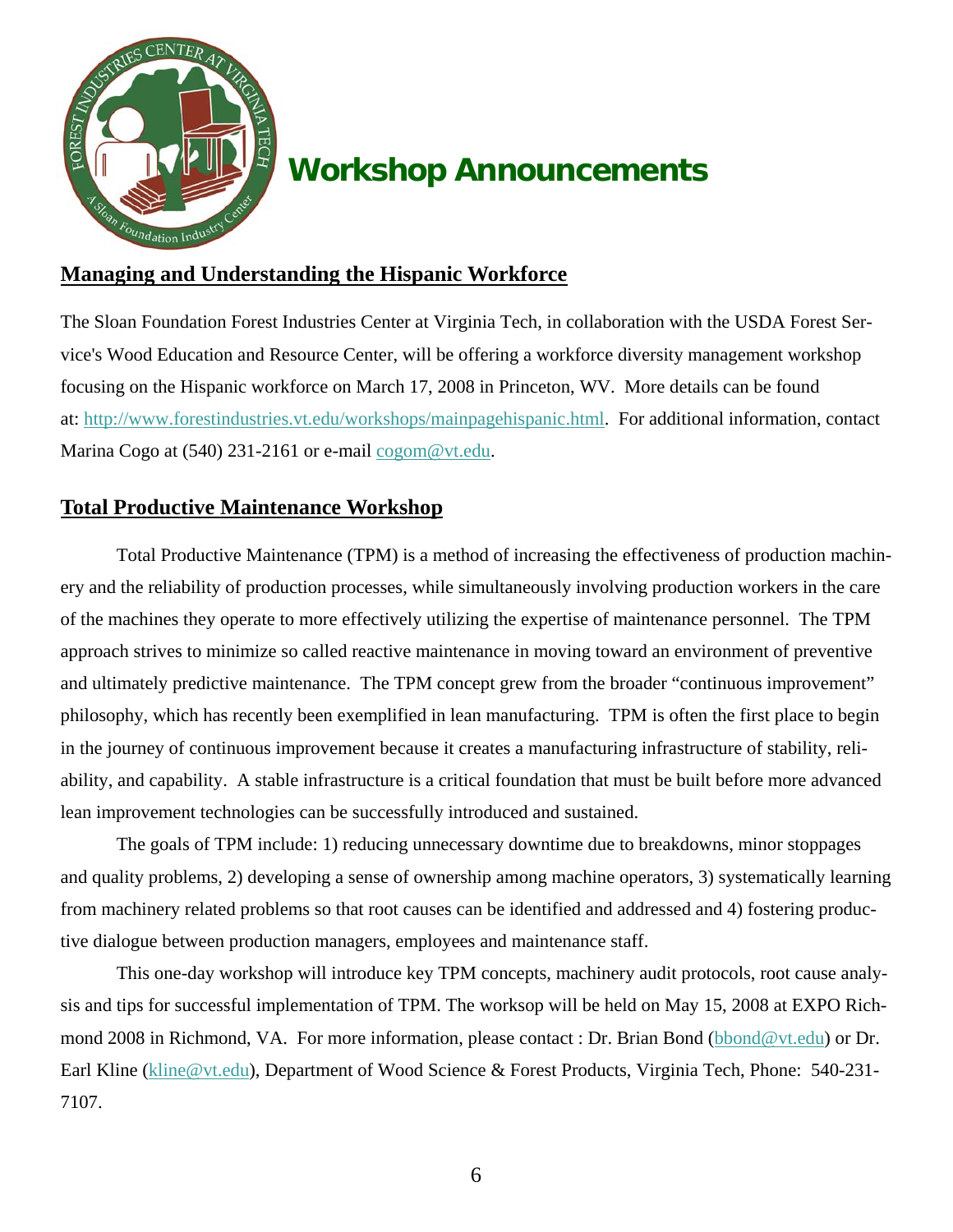# Workshop Announcements

## Managing and Understanding the Hispanic Workforce

The Sloan Foundation Forest Industries Center at Virginia Tech, in collaboration with the USDA Forest Service's Wood Education and Resource Center, will be offering a workforce diversity management workshop focusing on the Hispanic workforce on March 17, 2008 in Princeton, WV. More details can be found at: http://www.forestindustries.vt.edu/workshops/mainpagehispanic.html. For additional information, contact Marina Cogo at (540) 231-2161 or e-mail cogom@vt.edu.

## Total Productive Maintenance Workshop

Total Productive Maintenance (TPM) is a method of increasing the effectiveness of production machinery and the reliability of production processes, while simultaneously involving production workers in the care of the machines they operate to more effectively utilizing the expertise of maintenance personnel. The TPM approach strives to minimize so called reactive maintenance in moving toward an environment of preventive and ultimately predictive maintenance. The TPM concept grew from the broader "continuous improvement" philosophy, which has recently been exemplified in lean manufacturing. TPM is often the first place to begin in the journey of continuous improvement because it creates a manufacturing infrastructure of stability, reliability, and capability. A stable infrastructure is a critical foundation that must be built before more advanced lean improvement technologies can be successfully introduced and sustained.

The goals of TPM include: 1) reducing unnecessary downtime due to breakdowns, minor stoppages and quality problems, 2) developing a sense of ownership among machine operators, 3) systematically learning from machinery related problems so that root causes can be identified and addressed and 4) fostering productive dialogue between production managers, employees and maintenance staff.

This one-day workshop will introduce key TPM concepts, machinery audit protocols, root cause analysis and tips for successful implementation of TPM. The worksop will be held on May 15, 2008 at EXPO Richmond 2008 in Richmond, VA. For more information, please contact : Dr. Brian Bond (bbond@vt.edu) or Dr. Earl Kline (kline@vt.edu), Department of Wood Science & Forest Products, Virginia Tech, Phone: 540-231-7107.